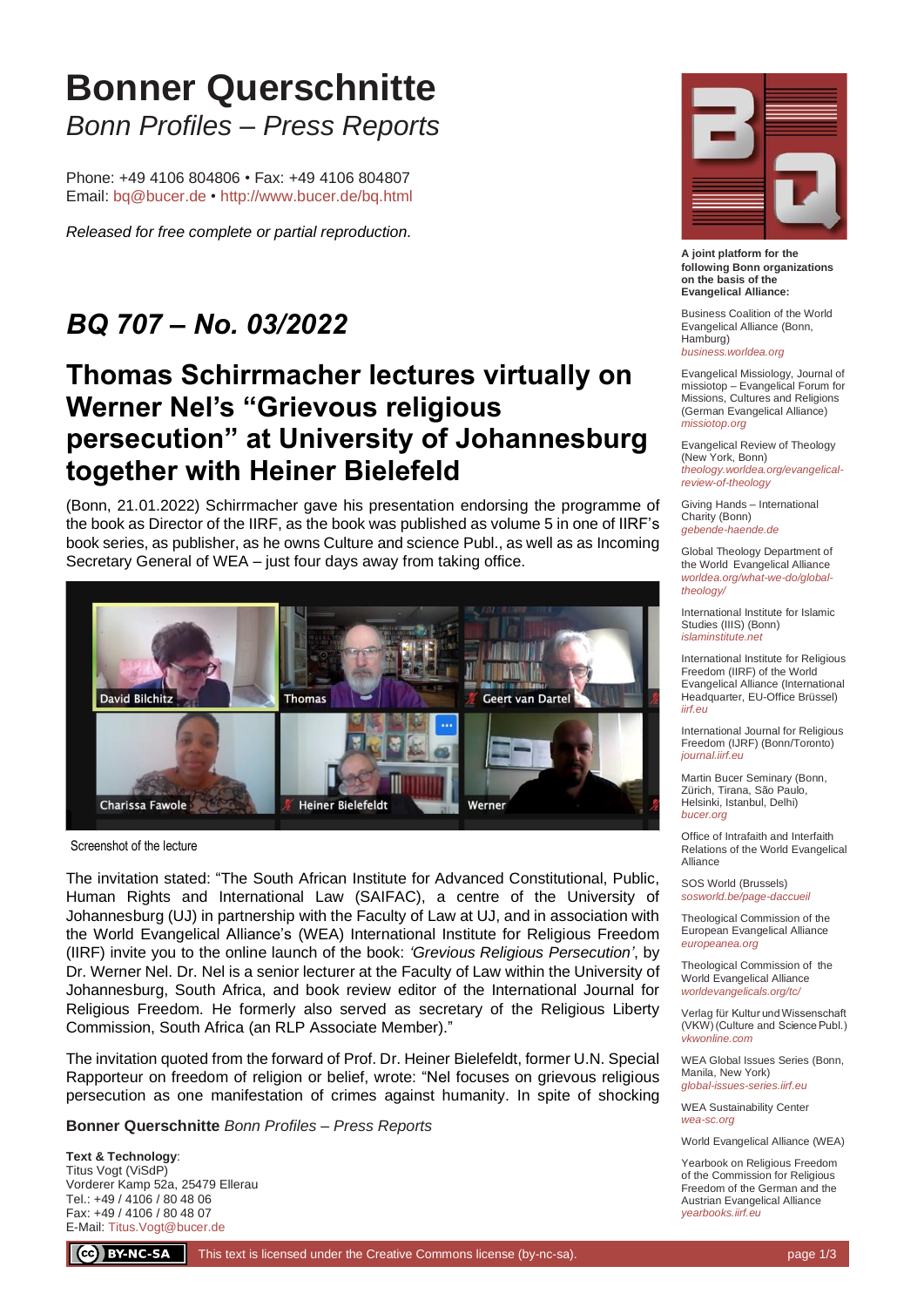# Bonner Querschnitte

*Bonn Profiles – Press Reports*

Phone: +49 4106 804806 • Fax: +49 4106 804807
Email: bq@bucer.de • http://www.bucer.de/bq.html

*Released for free complete or partial reproduction.*

## *BQ 707 – No. 03/2022*

## Thomas Schirrmacher lectures virtually on Werner Nel's "Grievous religious persecution" at University of Johannesburg together with Heiner Bielefeld

(Bonn, 21.01.2022) Schirrmacher gave his presentation endorsing the programme of the book as Director of the IIRF, as the book was published as volume 5 in one of IIRF's book series, as publisher, as he owns Culture and science Publ., as well as as Incoming Secretary General of WEA – just four days away from taking office.

Screenshot of the lecture

The invitation stated: "The South African Institute for Advanced Constitutional, Public, Human Rights and International Law (SAIFAC), a centre of the University of Johannesburg (UJ) in partnership with the Faculty of Law at UJ, and in association with the World Evangelical Alliance's (WEA) International Institute for Religious Freedom (IIRF) invite you to the online launch of the book: *'Grevious Religious Persecution'*, by Dr. Werner Nel. Dr. Nel is a senior lecturer at the Faculty of Law within the University of Johannesburg, South Africa, and book review editor of the International Journal for Religious Freedom. He formerly also served as secretary of the Religious Liberty Commission, South Africa (an RLP Associate Member)."

The invitation quoted from the forward of Prof. Dr. Heiner Bielefeldt, former U.N. Special Rapporteur on freedom of religion or belief, wrote: "Nel focuses on grievous religious persecution as one manifestation of crimes against humanity. In spite of shocking

**Bonner Querschnitte** *Bonn Profiles – Press Reports*

**Text & Technology**:
Titus Vogt (ViSdP)
Vorderer Kamp 52a, 25479 Ellerau
Tel.: +49 / 4106 / 80 48 06
Fax: +49 / 4106 / 80 48 07
E-Mail: Titus.Vogt@bucer.de

**A joint platform for the following Bonn organizations on the basis of the Evangelical Alliance:**

Business Coalition of the World Evangelical Alliance (Bonn, Hamburg)
*business.worldea.org*

Evangelical Missiology, Journal of missiotop – Evangelical Forum for Missions, Cultures and Religions (German Evangelical Alliance)
*missiotop.org*

Evangelical Review of Theology (New York, Bonn)
*theology.worldea.org/evangelical-review-of-theology*

Giving Hands – International Charity (Bonn)
*gebende-haende.de*

Global Theology Department of the World Evangelical Alliance
*worldea.org/what-we-do/global-theology/*

International Institute for Islamic Studies (IIIS) (Bonn)
*islaminstitute.net*

International Institute for Religious Freedom (IIRF) of the World Evangelical Alliance (International Headquarter, EU-Office Brüssel)
*iirf.eu*

International Journal for Religious Freedom (IJRF) (Bonn/Toronto)
*journal.iirf.eu*

Martin Bucer Seminary (Bonn, Zürich, Tirana, São Paulo, Helsinki, Istanbul, Delhi)
*bucer.org*

Office of Intrafaith and Interfaith Relations of the World Evangelical Alliance

SOS World (Brussels)
*sosworld.be/page-daccueil*

Theological Commission of the European Evangelical Alliance
*europeanea.org*

Theological Commission of the World Evangelical Alliance
*worldevangelicals.org/tc/*

Verlag für Kultur und Wissenschaft (VKW) (Culture and Science Publ.)
*vkwonline.com*

WEA Global Issues Series (Bonn, Manila, New York)
*global-issues-series.iirf.eu*

WEA Sustainability Center
*wea-sc.org*

World Evangelical Alliance (WEA)

Yearbook on Religious Freedom of the Commission for Religious Freedom of the German and the Austrian Evangelical Alliance
*yearbooks.iirf.eu*

This text is licensed under the Creative Commons license (by-nc-sa).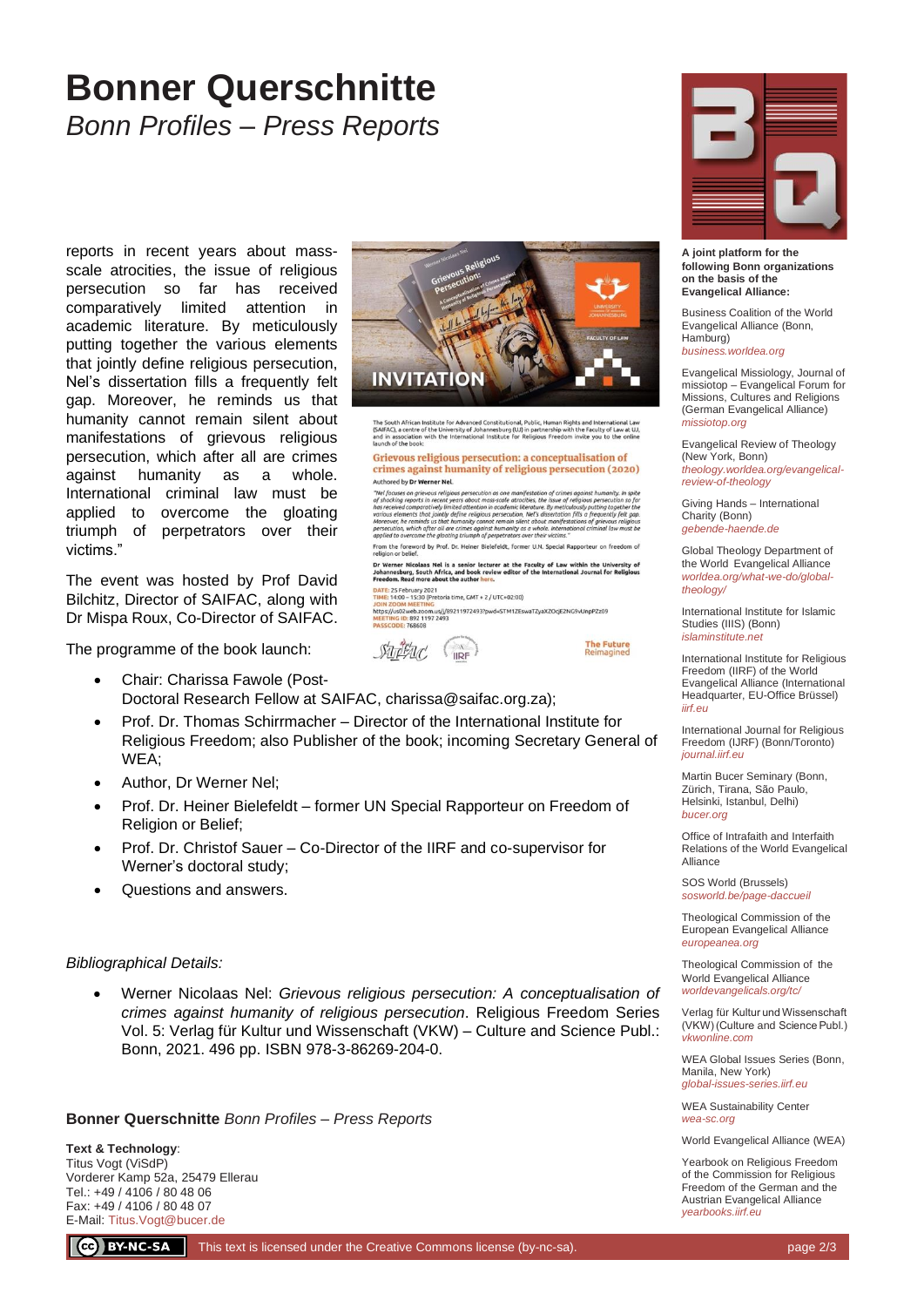# Bonner Querschnitte

*Bonn Profiles – Press Reports*

reports in recent years about mass-scale atrocities, the issue of religious persecution so far has received comparatively limited attention in academic literature. By meticulously putting together the various elements that jointly define religious persecution, Nel's dissertation fills a frequently felt gap. Moreover, he reminds us that humanity cannot remain silent about manifestations of grievous religious persecution, which after all are crimes against humanity as a whole. International criminal law must be applied to overcome the gloating triumph of perpetrators over their victims."

The event was hosted by Prof David Bilchitz, Director of SAIFAC, along with Dr Mispa Roux, Co-Director of SAIFAC.

The programme of the book launch:

- Chair: Charissa Fawole (Post-Doctoral Research Fellow at SAIFAC, charissa@saifac.org.za);
- Prof. Dr. Thomas Schirrmacher – Director of the International Institute for Religious Freedom; also Publisher of the book; incoming Secretary General of WEA;
- Author, Dr Werner Nel;
- Prof. Dr. Heiner Bielefeldt – former UN Special Rapporteur on Freedom of Religion or Belief;
- Prof. Dr. Christof Sauer – Co-Director of the IIRF and co-supervisor for Werner's doctoral study;
- Questions and answers.

*Bibliographical Details:*

- Werner Nicolaas Nel: *Grievous religious persecution: A conceptualisation of crimes against humanity of religious persecution*. Religious Freedom Series Vol. 5: Verlag für Kultur und Wissenschaft (VKW) – Culture and Science Publ.: Bonn, 2021. 496 pp. ISBN 978-3-86269-204-0.

INVITATION

The South African Institute for Advanced Constitutional, Public, Human Rights and International Law (SAIFAC), a centre of the University of Johannesburg (UJ) in partnership with the Faculty of Law at UJ, and in association with the International Institute for Religious Freedom invite you to the online launch of the book:

**Grievous religious persecution: a conceptualisation of crimes against humanity of religious persecution (2020)**

Authored by **Dr Werner Nel**.

*"Nel focuses on grievous religious persecution as one manifestation of crimes against humanity. In spite of shocking reports in recent years about mass-scale atrocities, the issue of religious persecution so far has received comparatively limited attention in academic literature. By meticulously putting together the various elements that jointly define religious persecution, Nel's dissertation fills a frequently felt gap. Moreover, he reminds us that humanity cannot remain silent about manifestations of grievous religious persecution, which after all are crimes against humanity as a whole. International criminal law must be applied to overcome the gloating triumph of perpetrators over their victims."*

From the foreword by Prof. Dr. Heiner Bielefeldt, former U.N. Special Rapporteur on freedom of religion or belief.

**Dr Werner Nicolaas Nel is a senior lecturer at the Faculty of Law within the University of Johannesburg, South Africa, and book review editor of the International Journal for Religious Freedom. Read more about the author here.**

DATE: 25 February 2021
TIME: 14:00 – 15:30 (Pretoria time, GMT + 2 / UTC+02:00)
JOIN ZOOM MEETING
https://us02web.zoom.us/j/89211972493?pwd=STM1ZEswaTZyaXZOcjE2NG9vUnpPZz09
MEETING ID: 892 1197 2493
PASSCODE: 768608

SAIFAC – IIRF – The Future Reimagined

**Bonner Querschnitte** *Bonn Profiles – Press Reports*

**Text & Technology**:
Titus Vogt (ViSdP)
Vorderer Kamp 52a, 25479 Ellerau
Tel.: +49 / 4106 / 80 48 06
Fax: +49 / 4106 / 80 48 07
E-Mail: Titus.Vogt@bucer.de

**A joint platform for the following Bonn organizations on the basis of the Evangelical Alliance:**

Business Coalition of the World Evangelical Alliance (Bonn, Hamburg)
business.worldea.org

Evangelical Missiology, Journal of missiotop – Evangelical Forum for Missions, Cultures and Religions (German Evangelical Alliance)
missiotop.org

Evangelical Review of Theology (New York, Bonn)
theology.worldea.org/evangelical-review-of-theology

Giving Hands – International Charity (Bonn)
gebende-haende.de

Global Theology Department of the World Evangelical Alliance
worldea.org/what-we-do/global-theology/

International Institute for Islamic Studies (IIIS) (Bonn)
islaminstitute.net

International Institute for Religious Freedom (IIRF) of the World Evangelical Alliance (International Headquarter, EU-Office Brüssel)
iirf.eu

International Journal for Religious Freedom (IJRF) (Bonn/Toronto)
journal.iirf.eu

Martin Bucer Seminary (Bonn, Zürich, Tirana, São Paulo, Helsinki, Istanbul, Delhi)
bucer.org

Office of Intrafaith and Interfaith Relations of the World Evangelical Alliance

SOS World (Brussels)
sosworld.be/page-daccueil

Theological Commission of the European Evangelical Alliance
europeanea.org

Theological Commission of the World Evangelical Alliance
worldevangelicals.org/tc/

Verlag für Kultur und Wissenschaft (VKW) (Culture and Science Publ.)
vkwonline.com

WEA Global Issues Series (Bonn, Manila, New York)
global-issues-series.iirf.eu

WEA Sustainability Center
wea-sc.org

World Evangelical Alliance (WEA)

Yearbook on Religious Freedom of the Commission for Religious Freedom of the German and the Austrian Evangelical Alliance
yearbooks.iirf.eu

This text is licensed under the Creative Commons license (by-nc-sa).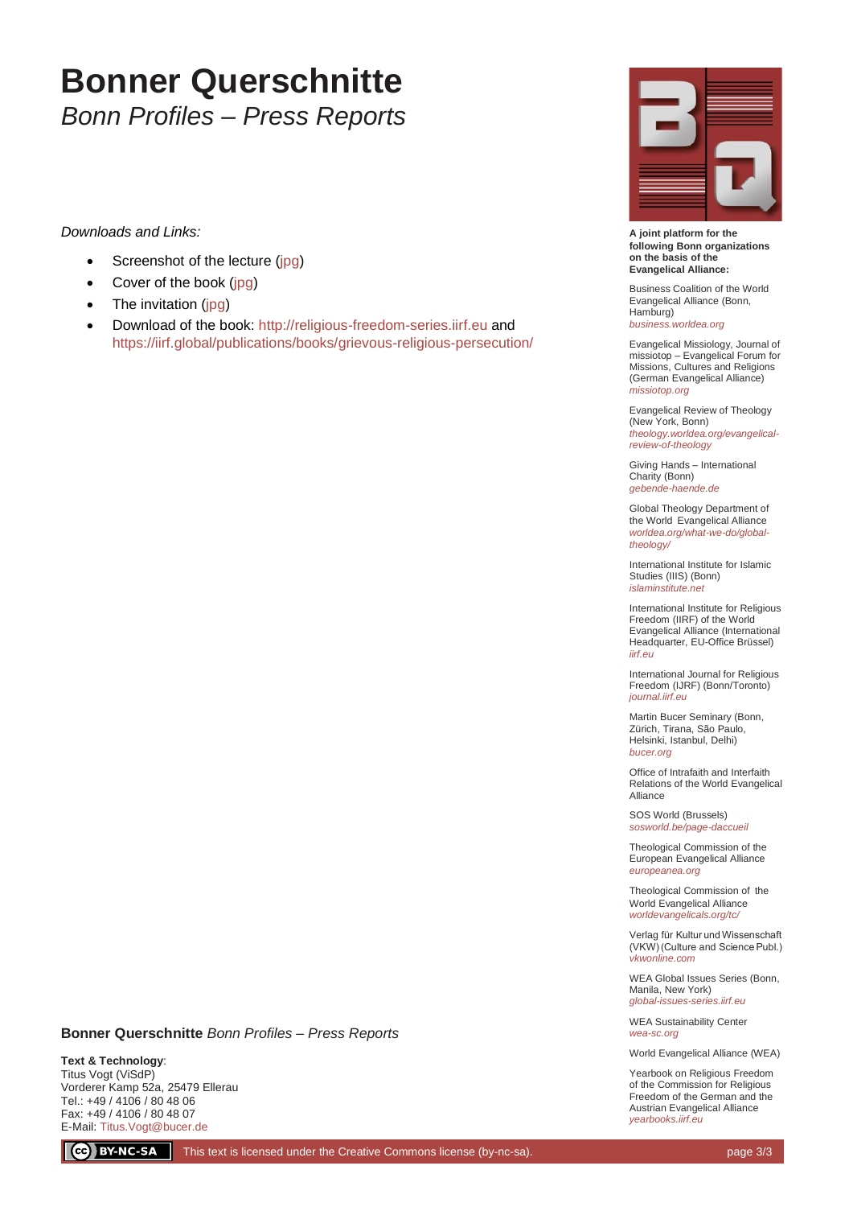# Bonner Querschnitte

*Bonn Profiles – Press Reports*

*Downloads and Links:*

- Screenshot of the lecture (jpg)
- Cover of the book (jpg)
- The invitation (jpg)
- Download of the book: http://religious-freedom-series.iirf.eu and https://iirf.global/publications/books/grievous-religious-persecution/

**A joint platform for the following Bonn organizations on the basis of the Evangelical Alliance:**

Business Coalition of the World Evangelical Alliance (Bonn, Hamburg)
*business.worldea.org*

Evangelical Missiology, Journal of missiotop – Evangelical Forum for Missions, Cultures and Religions (German Evangelical Alliance)
*missiotop.org*

Evangelical Review of Theology (New York, Bonn)
*theology.worldea.org/evangelical-review-of-theology*

Giving Hands – International Charity (Bonn)
*gebende-haende.de*

Global Theology Department of the World Evangelical Alliance
*worldea.org/what-we-do/global-theology/*

International Institute for Islamic Studies (IIIS) (Bonn)
*islaminstitute.net*

International Institute for Religious Freedom (IIRF) of the World Evangelical Alliance (International Headquarter, EU-Office Brüssel)
*iirf.eu*

International Journal for Religious Freedom (IJRF) (Bonn/Toronto)
*journal.iirf.eu*

Martin Bucer Seminary (Bonn, Zürich, Tirana, São Paulo, Helsinki, Istanbul, Delhi)
*bucer.org*

Office of Intrafaith and Interfaith Relations of the World Evangelical Alliance

SOS World (Brussels)
*sosworld.be/page-daccueil*

Theological Commission of the European Evangelical Alliance
*europeanea.org*

Theological Commission of the World Evangelical Alliance
*worldevangelicals.org/tc/*

Verlag für Kultur und Wissenschaft (VKW) (Culture and Science Publ.)
*vkwonline.com*

WEA Global Issues Series (Bonn, Manila, New York)
*global-issues-series.iirf.eu*

WEA Sustainability Center
*wea-sc.org*

World Evangelical Alliance (WEA)

Yearbook on Religious Freedom of the Commission for Religious Freedom of the German and the Austrian Evangelical Alliance
*yearbooks.iirf.eu*

**Bonner Querschnitte** *Bonn Profiles – Press Reports*

**Text & Technology**:
Titus Vogt (ViSdP)
Vorderer Kamp 52a, 25479 Ellerau
Tel.: +49 / 4106 / 80 48 06
Fax: +49 / 4106 / 80 48 07
E-Mail: Titus.Vogt@bucer.de

BY-NC-SA This text is licensed under the Creative Commons license (by-nc-sa).